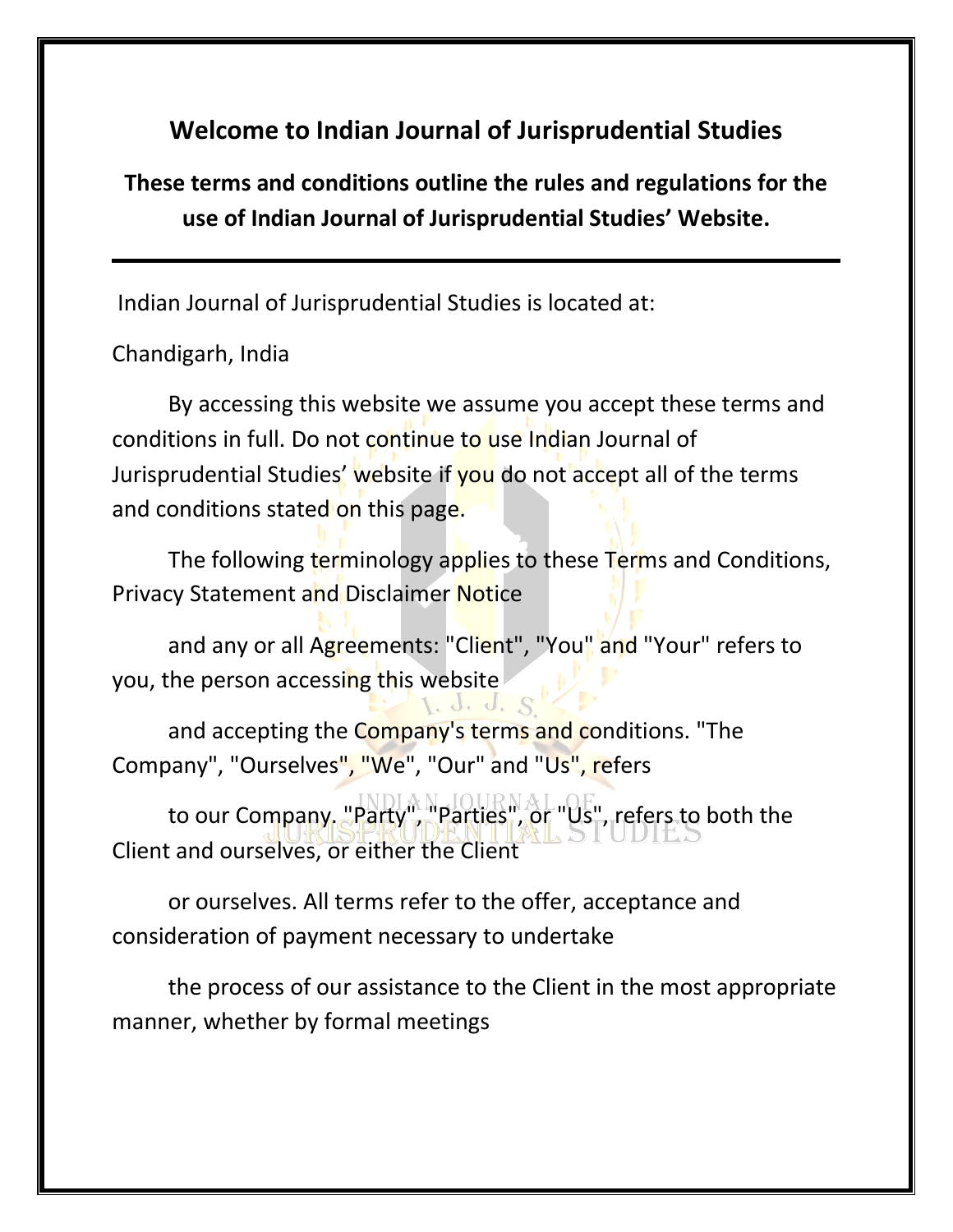# Welcome to Indian Journal of Jurisprudential Studies

**These terms and conditions outline the rules and regulations for the use of Indian Journal of Jurisprudential Studies' Website.**

---

Indian Journal of Jurisprudential Studies is located at:

Chandigarh, India

By accessing this website we assume you accept these terms and conditions in full. Do not continue to use Indian Journal of Jurisprudential Studies' website if you do not accept all of the terms and conditions stated on this page.

The following terminology applies to these Terms and Conditions, Privacy Statement and Disclaimer Notice

and any or all Agreements: "Client", "You" and "Your" refers to you, the person accessing this website

and accepting the Company's terms and conditions. "The Company", "Ourselves", "We", "Our" and "Us", refers

to our Company. "Party", "Parties", or "Us", refers to both the Client and ourselves, or either the Client

or ourselves. All terms refer to the offer, acceptance and consideration of payment necessary to undertake

the process of our assistance to the Client in the most appropriate manner, whether by formal meetings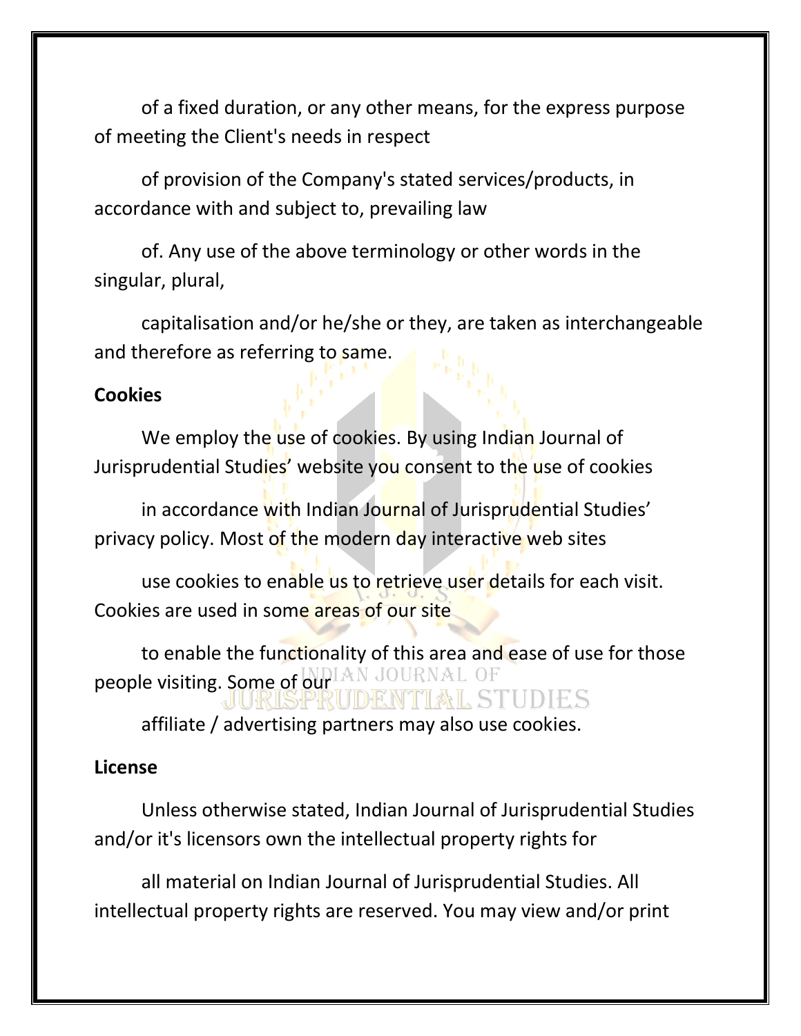of a fixed duration, or any other means, for the express purpose of meeting the Client's needs in respect

of provision of the Company's stated services/products, in accordance with and subject to, prevailing law

of. Any use of the above terminology or other words in the singular, plural,

capitalisation and/or he/she or they, are taken as interchangeable and therefore as referring to same.

**Cookies**

We employ the use of cookies. By using Indian Journal of Jurisprudential Studies' website you consent to the use of cookies

in accordance with Indian Journal of Jurisprudential Studies' privacy policy. Most of the modern day interactive web sites

use cookies to enable us to retrieve user details for each visit. Cookies are used in some areas of our site

to enable the functionality of this area and ease of use for those people visiting. Some of our

affiliate / advertising partners may also use cookies.

**License**

Unless otherwise stated, Indian Journal of Jurisprudential Studies and/or it's licensors own the intellectual property rights for

all material on Indian Journal of Jurisprudential Studies. All intellectual property rights are reserved. You may view and/or print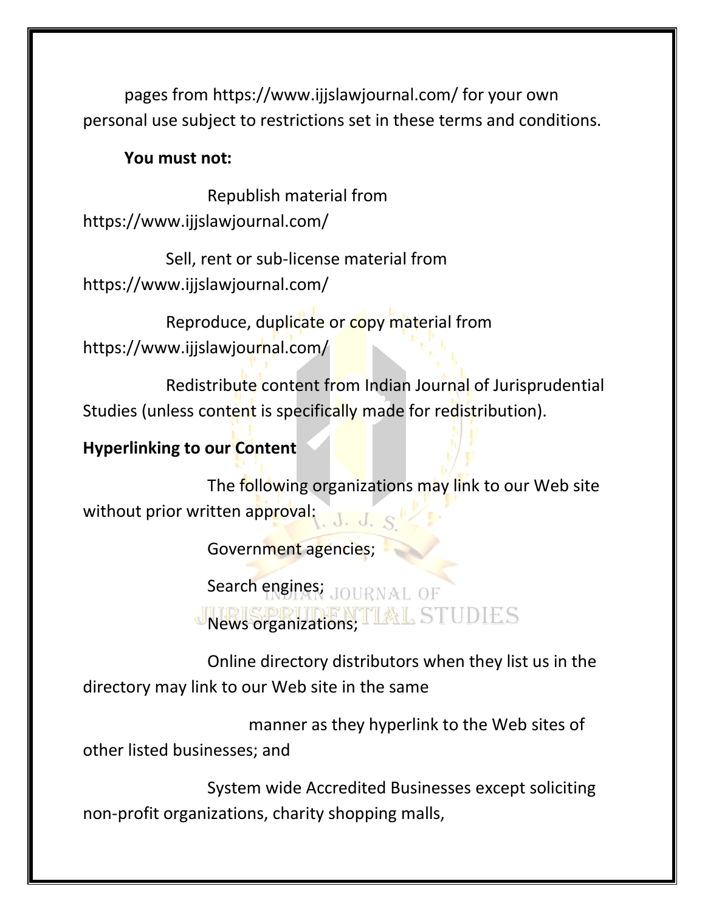pages from https://www.ijjslawjournal.com/ for your own personal use subject to restrictions set in these terms and conditions.

**You must not:**

- Republish material from https://www.ijjslawjournal.com/
- Sell, rent or sub-license material from https://www.ijjslawjournal.com/
- Reproduce, duplicate or copy material from https://www.ijjslawjournal.com/
- Redistribute content from Indian Journal of Jurisprudential Studies (unless content is specifically made for redistribution).

**Hyperlinking to our Content**

The following organizations may link to our Web site without prior written approval:

- Government agencies;
- Search engines;
- News organizations;
- Online directory distributors when they list us in the directory may link to our Web site in the same manner as they hyperlink to the Web sites of other listed businesses; and
- System wide Accredited Businesses except soliciting non-profit organizations, charity shopping malls,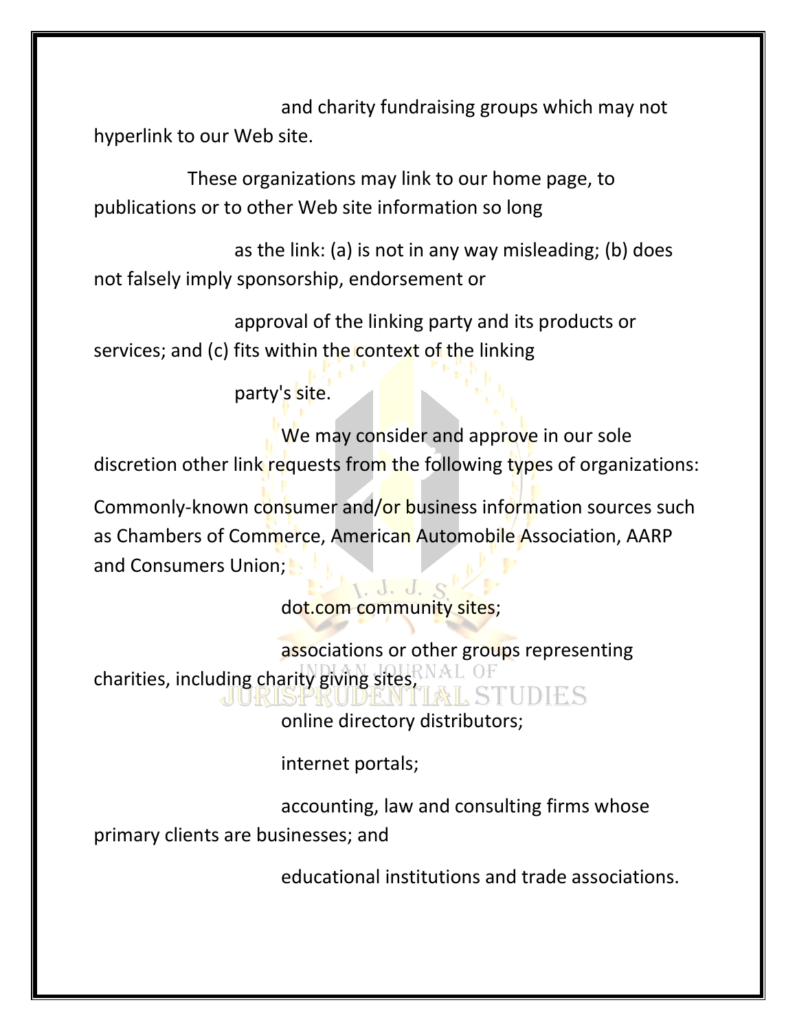and charity fundraising groups which may not hyperlink to our Web site.

These organizations may link to our home page, to publications or to other Web site information so long

as the link: (a) is not in any way misleading; (b) does not falsely imply sponsorship, endorsement or

approval of the linking party and its products or services; and (c) fits within the context of the linking

party's site.

We may consider and approve in our sole discretion other link requests from the following types of organizations:

Commonly-known consumer and/or business information sources such as Chambers of Commerce, American Automobile Association, AARP and Consumers Union;

dot.com community sites;

associations or other groups representing charities, including charity giving sites,

online directory distributors;

internet portals;

accounting, law and consulting firms whose primary clients are businesses; and

educational institutions and trade associations.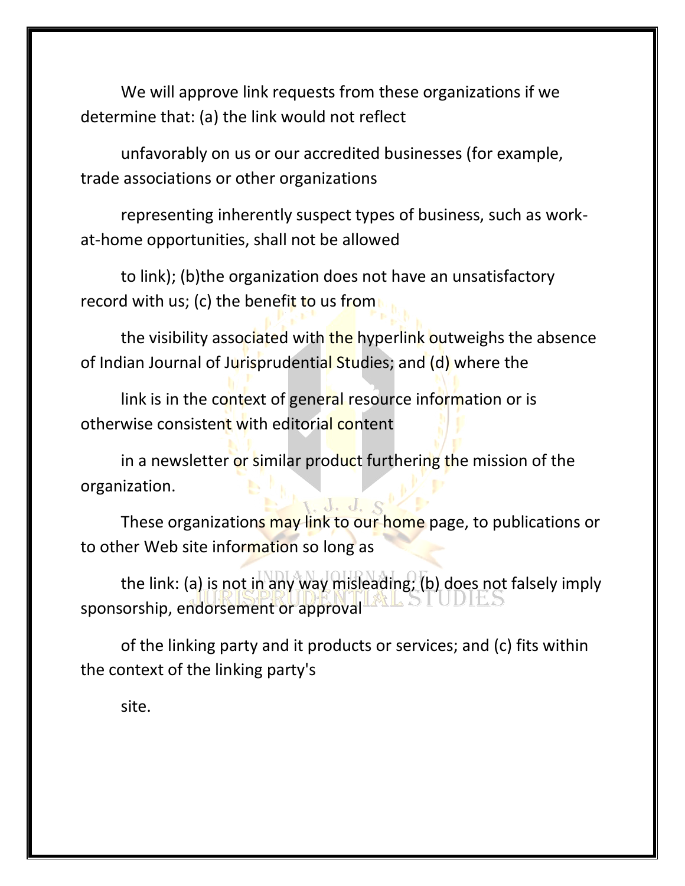We will approve link requests from these organizations if we determine that: (a) the link would not reflect unfavorably on us or our accredited businesses (for example, trade associations or other organizations representing inherently suspect types of business, such as work-at-home opportunities, shall not be allowed to link); (b)the organization does not have an unsatisfactory record with us; (c) the benefit to us from the visibility associated with the hyperlink outweighs the absence of Indian Journal of Jurisprudential Studies; and (d) where the link is in the context of general resource information or is otherwise consistent with editorial content in a newsletter or similar product furthering the mission of the organization.

These organizations may link to our home page, to publications or to other Web site information so long as the link: (a) is not in any way misleading; (b) does not falsely imply sponsorship, endorsement or approval of the linking party and it products or services; and (c) fits within the context of the linking party's site.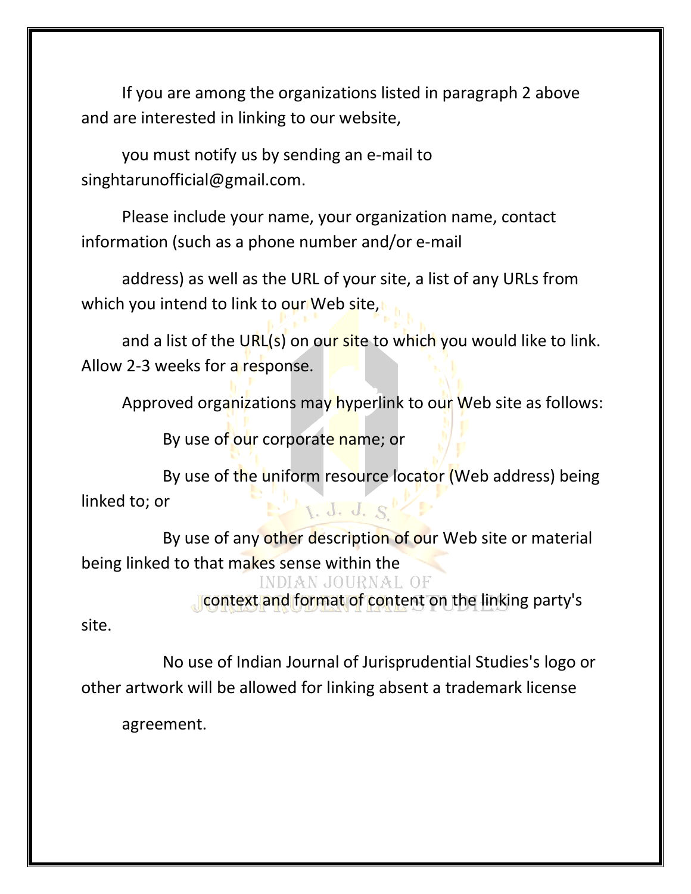If you are among the organizations listed in paragraph 2 above and are interested in linking to our website,

you must notify us by sending an e-mail to singhtarunofficial@gmail.com.

Please include your name, your organization name, contact information (such as a phone number and/or e-mail

address) as well as the URL of your site, a list of any URLs from which you intend to link to our Web site,

and a list of the URL(s) on our site to which you would like to link. Allow 2-3 weeks for a response.

Approved organizations may hyperlink to our Web site as follows:

By use of our corporate name; or

By use of the uniform resource locator (Web address) being linked to; or

By use of any other description of our Web site or material being linked to that makes sense within the

context and format of content on the linking party's site.

No use of Indian Journal of Jurisprudential Studies's logo or other artwork will be allowed for linking absent a trademark license

agreement.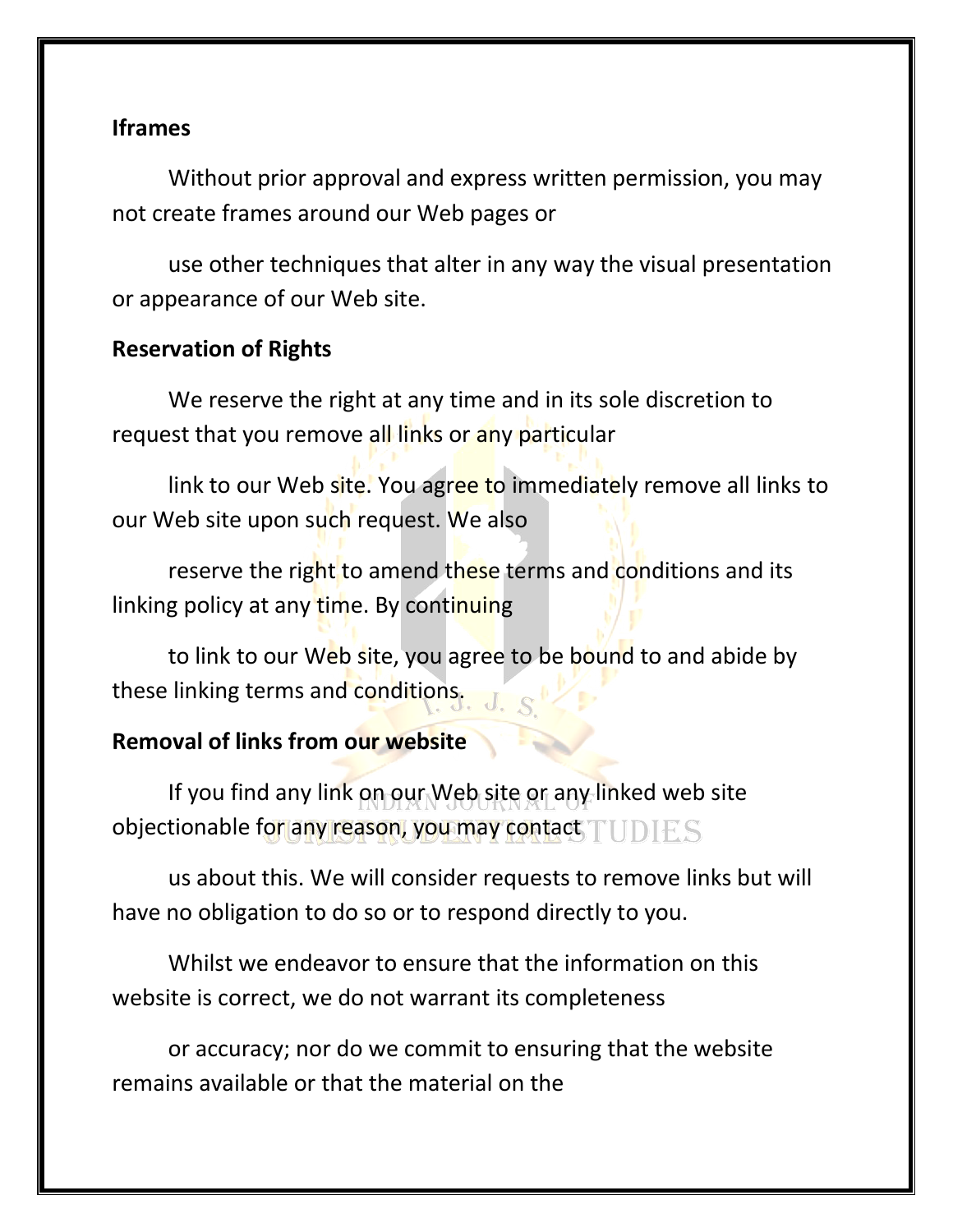**Iframes**

Without prior approval and express written permission, you may not create frames around our Web pages or

use other techniques that alter in any way the visual presentation or appearance of our Web site.

**Reservation of Rights**

We reserve the right at any time and in its sole discretion to request that you remove all links or any particular

link to our Web site. You agree to immediately remove all links to our Web site upon such request. We also

reserve the right to amend these terms and conditions and its linking policy at any time. By continuing

to link to our Web site, you agree to be bound to and abide by these linking terms and conditions.

**Removal of links from our website**

If you find any link on our Web site or any linked web site objectionable for any reason, you may contact

us about this. We will consider requests to remove links but will have no obligation to do so or to respond directly to you.

Whilst we endeavor to ensure that the information on this website is correct, we do not warrant its completeness

or accuracy; nor do we commit to ensuring that the website remains available or that the material on the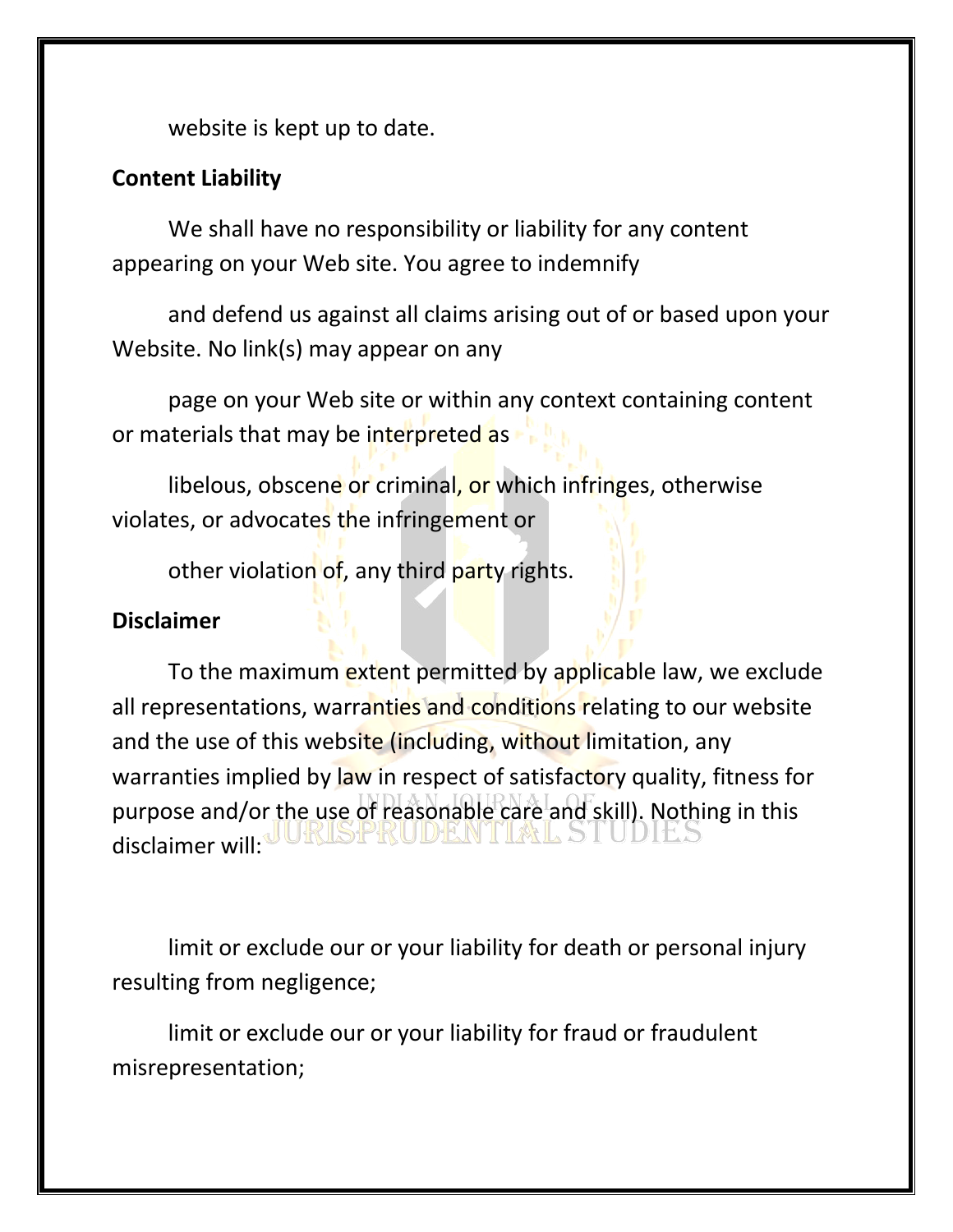website is kept up to date.

**Content Liability**

We shall have no responsibility or liability for any content appearing on your Web site. You agree to indemnify and defend us against all claims arising out of or based upon your Website. No link(s) may appear on any page on your Web site or within any context containing content or materials that may be interpreted as libelous, obscene or criminal, or which infringes, otherwise violates, or advocates the infringement or other violation of, any third party rights.

**Disclaimer**

To the maximum extent permitted by applicable law, we exclude all representations, warranties and conditions relating to our website and the use of this website (including, without limitation, any warranties implied by law in respect of satisfactory quality, fitness for purpose and/or the use of reasonable care and skill). Nothing in this disclaimer will:

limit or exclude our or your liability for death or personal injury resulting from negligence;

limit or exclude our or your liability for fraud or fraudulent misrepresentation;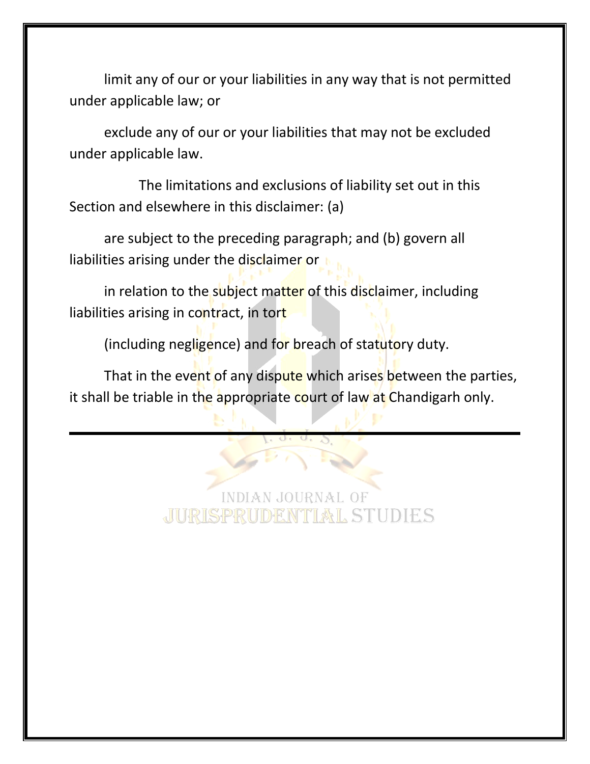limit any of our or your liabilities in any way that is not permitted under applicable law; or

exclude any of our or your liabilities that may not be excluded under applicable law.

The limitations and exclusions of liability set out in this Section and elsewhere in this disclaimer: (a)

are subject to the preceding paragraph; and (b) govern all liabilities arising under the disclaimer or

in relation to the subject matter of this disclaimer, including liabilities arising in contract, in tort

(including negligence) and for breach of statutory duty.

That in the event of any dispute which arises between the parties, it shall be triable in the appropriate court of law at Chandigarh only.

---